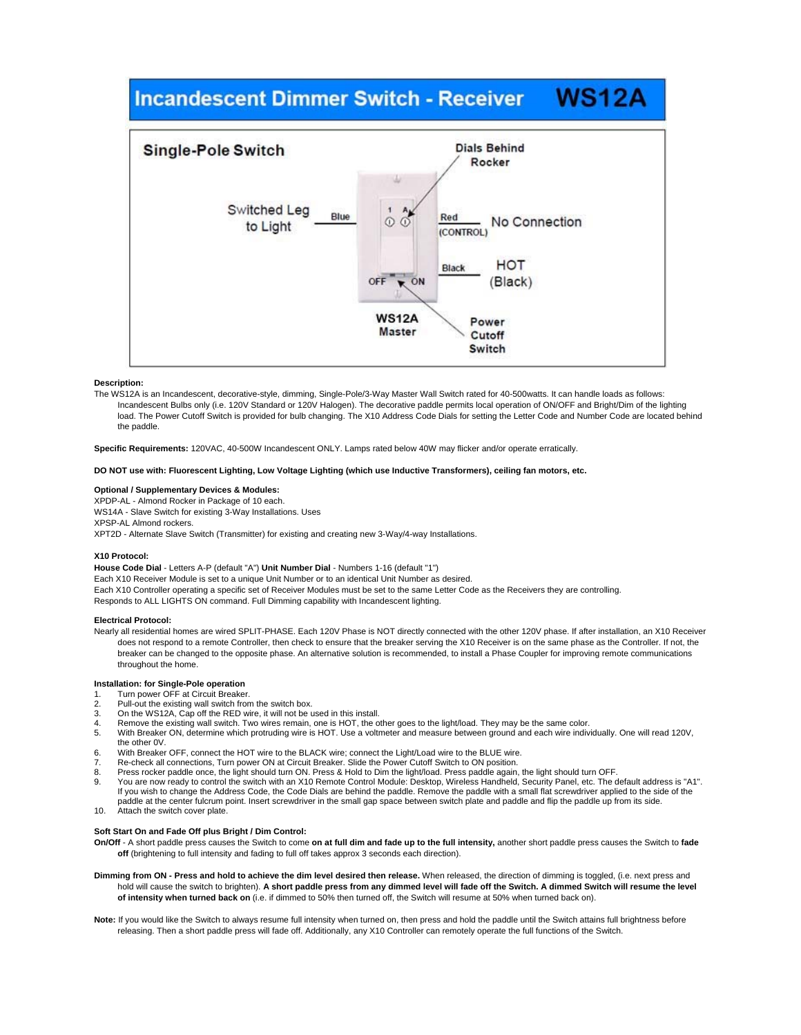# Incandescent Dimmer Switch - Receiver WS12A

## Single-Pole Switch

Switched Leg to Light — Blue

Dials Behind Rocker

Red (CONTROL) — No Connection

Black — HOT (Black)

OFF ON

WS12A Master

Power Cutoff Switch

**Description:**

The WS12A is an Incandescent, decorative-style, dimming, Single-Pole/3-Way Master Wall Switch rated for 40-500watts. It can handle loads as follows: Incandescent Bulbs only (i.e. 120V Standard or 120V Halogen). The decorative paddle permits local operation of ON/OFF and Bright/Dim of the lighting load. The Power Cutoff Switch is provided for bulb changing. The X10 Address Code Dials for setting the Letter Code and Number Code are located behind the paddle.

**Specific Requirements:** 120VAC, 40-500W Incandescent ONLY. Lamps rated below 40W may flicker and/or operate erratically.

**DO NOT use with: Fluorescent Lighting, Low Voltage Lighting (which use Inductive Transformers), ceiling fan motors, etc.**

**Optional / Supplementary Devices & Modules:**

XPDP-AL - Almond Rocker in Package of 10 each.
WS14A - Slave Switch for existing 3-Way Installations. Uses
XPSP-AL Almond rockers.
XPT2D - Alternate Slave Switch (Transmitter) for existing and creating new 3-Way/4-way Installations.

**X10 Protocol:**

**House Code Dial** - Letters A-P (default "A") **Unit Number Dial** - Numbers 1-16 (default "1")
Each X10 Receiver Module is set to a unique Unit Number or to an identical Unit Number as desired.
Each X10 Controller operating a specific set of Receiver Modules must be set to the same Letter Code as the Receivers they are controlling.
Responds to ALL LIGHTS ON command. Full Dimming capability with Incandescent lighting.

**Electrical Protocol:**

Nearly all residential homes are wired SPLIT-PHASE. Each 120V Phase is NOT directly connected with the other 120V phase. If after installation, an X10 Receiver does not respond to a remote Controller, then check to ensure that the breaker serving the X10 Receiver is on the same phase as the Controller. If not, the breaker can be changed to the opposite phase. An alternative solution is recommended, to install a Phase Coupler for improving remote communications throughout the home.

**Installation: for Single-Pole operation**

1. Turn power OFF at Circuit Breaker.
2. Pull-out the existing wall switch from the switch box.
3. On the WS12A, Cap off the RED wire, it will not be used in this install.
4. Remove the existing wall switch. Two wires remain, one is HOT, the other goes to the light/load. They may be the same color.
5. With Breaker ON, determine which protruding wire is HOT. Use a voltmeter and measure between ground and each wire individually. One will read 120V, the other 0V.
6. With Breaker OFF, connect the HOT wire to the BLACK wire; connect the Light/Load wire to the BLUE wire.
7. Re-check all connections, Turn power ON at Circuit Breaker. Slide the Power Cutoff Switch to ON position.
8. Press rocker paddle once, the light should turn ON. Press & Hold to Dim the light/load. Press paddle again, the light should turn OFF.
9. You are now ready to control the switch with an X10 Remote Control Module: Desktop, Wireless Handheld, Security Panel, etc. The default address is "A1". If you wish to change the Address Code, the Code Dials are behind the paddle. Remove the paddle with a small flat screwdriver applied to the side of the paddle at the center fulcrum point. Insert screwdriver in the small gap space between switch plate and paddle and flip the paddle up from its side.
10. Attach the switch cover plate.

**Soft Start On and Fade Off plus Bright / Dim Control:**

**On/Off** - A short paddle press causes the Switch to come **on at full dim and fade up to the full intensity,** another short paddle press causes the Switch to **fade off** (brightening to full intensity and fading to full off takes approx 3 seconds each direction).

**Dimming from ON - Press and hold to achieve the dim level desired then release.** When released, the direction of dimming is toggled, (i.e. next press and hold will cause the switch to brighten). **A short paddle press from any dimmed level will fade off the Switch. A dimmed Switch will resume the level of intensity when turned back on** (i.e. if dimmed to 50% then turned off, the Switch will resume at 50% when turned back on).

**Note:** If you would like the Switch to always resume full intensity when turned on, then press and hold the paddle until the Switch attains full brightness before releasing. Then a short paddle press will fade off. Additionally, any X10 Controller can remotely operate the full functions of the Switch.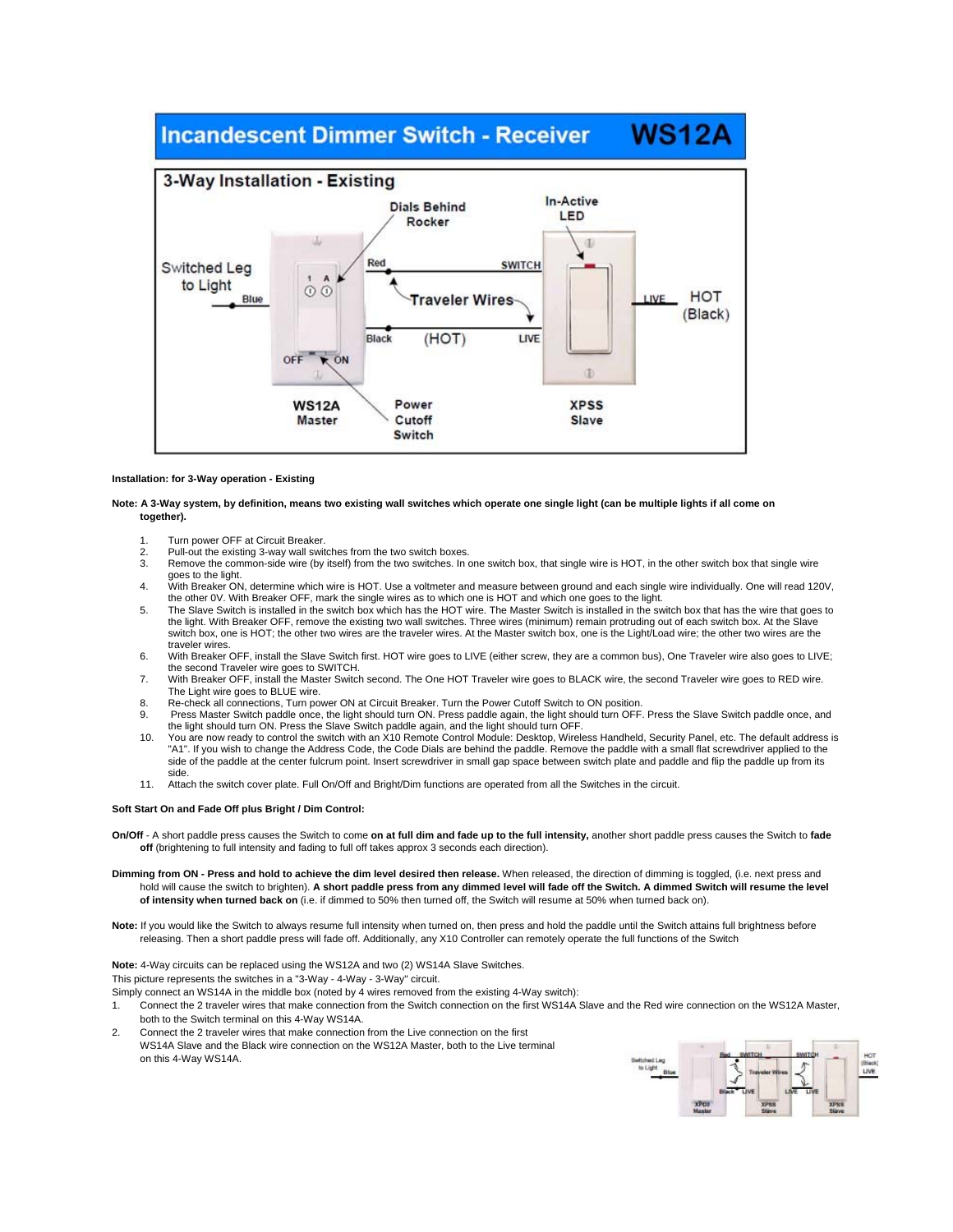# Incandescent Dimmer Switch - Receiver WS12A

## 3-Way Installation - Existing

**Installation: for 3-Way operation - Existing**

**Note: A 3-Way system, by definition, means two existing wall switches which operate one single light (can be multiple lights if all come on together).**

1. Turn power OFF at Circuit Breaker.
2. Pull-out the existing 3-way wall switches from the two switch boxes.
3. Remove the common-side wire (by itself) from the two switches. In one switch box, that single wire is HOT, in the other switch box that single wire goes to the light.
4. With Breaker ON, determine which wire is HOT. Use a voltmeter and measure between ground and each single wire individually. One will read 120V, the other 0V. With Breaker OFF, mark the single wires as to which one is HOT and which one goes to the light.
5. The Slave Switch is installed in the switch box which has the HOT wire. The Master Switch is installed in the switch box that has the wire that goes to the light. With Breaker OFF, remove the existing two wall switches. Three wires (minimum) remain protruding out of each switch box. At the Slave switch box, one is HOT; the other two wires are the traveler wires. At the Master switch box, one is the Light/Load wire; the other two wires are the traveler wires.
6. With Breaker OFF, install the Slave Switch first. HOT wire goes to LIVE (either screw, they are a common bus), One Traveler wire also goes to LIVE; the second Traveler wire goes to SWITCH.
7. With Breaker OFF, install the Master Switch second. The One HOT Traveler wire goes to BLACK wire, the second Traveler wire goes to RED wire. The Light wire goes to BLUE wire.
8. Re-check all connections, Turn power ON at Circuit Breaker. Turn the Power Cutoff Switch to ON position.
9. Press Master Switch paddle once, the light should turn ON. Press paddle again, the light should turn OFF. Press the Slave Switch paddle once, and the light should turn ON. Press the Slave Switch paddle again, and the light should turn OFF.
10. You are now ready to control the switch with an X10 Remote Control Module: Desktop, Wireless Handheld, Security Panel, etc. The default address is "A1". If you wish to change the Address Code, the Code Dials are behind the paddle. Remove the paddle with a small flat screwdriver applied to the side of the paddle at the center fulcrum point. Insert screwdriver in small gap space between switch plate and paddle and flip the paddle up from its side.
11. Attach the switch cover plate. Full On/Off and Bright/Dim functions are operated from all the Switches in the circuit.

**Soft Start On and Fade Off plus Bright / Dim Control:**

**On/Off** - A short paddle press causes the Switch to come **on at full dim and fade up to the full intensity,** another short paddle press causes the Switch to **fade off** (brightening to full intensity and fading to full off takes approx 3 seconds each direction).

**Dimming from ON - Press and hold to achieve the dim level desired then release.** When released, the direction of dimming is toggled, (i.e. next press and hold will cause the switch to brighten). **A short paddle press from any dimmed level will fade off the Switch. A dimmed Switch will resume the level of intensity when turned back on** (i.e. if dimmed to 50% then turned off, the Switch will resume at 50% when turned back on).

**Note:** If you would like the Switch to always resume full intensity when turned on, then press and hold the paddle until the Switch attains full brightness before releasing. Then a short paddle press will fade off. Additionally, any X10 Controller can remotely operate the full functions of the Switch

**Note:** 4-Way circuits can be replaced using the WS12A and two (2) WS14A Slave Switches.
This picture represents the switches in a "3-Way - 4-Way - 3-Way" circuit.
Simply connect an WS14A in the middle box (noted by 4 wires removed from the existing 4-Way switch):

1. Connect the 2 traveler wires that make connection from the Switch connection on the first WS14A Slave and the Red wire connection on the WS12A Master, both to the Switch terminal on this 4-Way WS14A.
2. Connect the 2 traveler wires that make connection from the Live connection on the first WS14A Slave and the Black wire connection on the WS12A Master, both to the Live terminal on this 4-Way WS14A.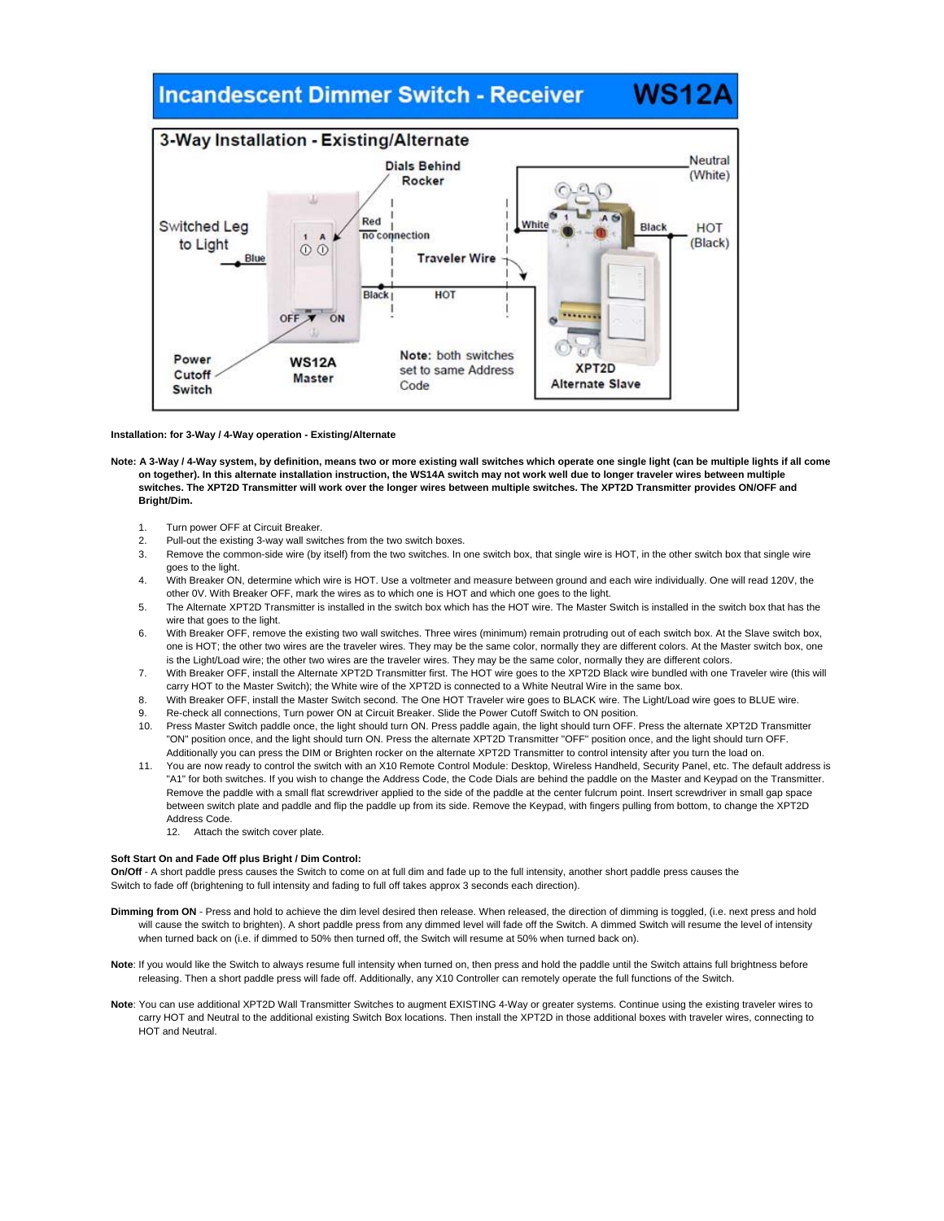# Incandescent Dimmer Switch - Receiver WS12A

## 3-Way Installation - Existing/Alternate

Switched Leg to Light

Blue

Dials Behind Rocker

Red

no connection

Traveler Wire

Black

HOT

OFF ON

Power Cutoff Switch

WS12A Master

Note: both switches set to same Address Code

Neutral (White)

White

Black

HOT (Black)

XPT2D Alternate Slave

**Installation: for 3-Way / 4-Way operation - Existing/Alternate**

**Note: A 3-Way / 4-Way system, by definition, means two or more existing wall switches which operate one single light (can be multiple lights if all come on together). In this alternate installation instruction, the WS14A switch may not work well due to longer traveler wires between multiple switches. The XPT2D Transmitter will work over the longer wires between multiple switches. The XPT2D Transmitter provides ON/OFF and Bright/Dim.**

1. Turn power OFF at Circuit Breaker.
2. Pull-out the existing 3-way wall switches from the two switch boxes.
3. Remove the common-side wire (by itself) from the two switches. In one switch box, that single wire is HOT, in the other switch box that single wire goes to the light.
4. With Breaker ON, determine which wire is HOT. Use a voltmeter and measure between ground and each wire individually. One will read 120V, the other 0V. With Breaker OFF, mark the wires as to which one is HOT and which one goes to the light.
5. The Alternate XPT2D Transmitter is installed in the switch box which has the HOT wire. The Master Switch is installed in the switch box that has the wire that goes to the light.
6. With Breaker OFF, remove the existing two wall switches. Three wires (minimum) remain protruding out of each switch box. At the Slave switch box, one is HOT; the other two wires are the traveler wires. They may be the same color, normally they are different colors. At the Master switch box, one is the Light/Load wire; the other two wires are the traveler wires. They may be the same color, normally they are different colors.
7. With Breaker OFF, install the Alternate XPT2D Transmitter first. The HOT wire goes to the XPT2D Black wire bundled with one Traveler wire (this will carry HOT to the Master Switch); the White wire of the XPT2D is connected to a White Neutral Wire in the same box.
8. With Breaker OFF, install the Master Switch second. The One HOT Traveler wire goes to BLACK wire. The Light/Load wire goes to BLUE wire.
9. Re-check all connections, Turn power ON at Circuit Breaker. Slide the Power Cutoff Switch to ON position.
10. Press Master Switch paddle once, the light should turn ON. Press paddle again, the light should turn OFF. Press the alternate XPT2D Transmitter "ON" position once, and the light should turn ON. Press the alternate XPT2D Transmitter "OFF" position once, and the light should turn OFF. Additionally you can press the DIM or Brighten rocker on the alternate XPT2D Transmitter to control intensity after you turn the load on.
11. You are now ready to control the switch with an X10 Remote Control Module: Desktop, Wireless Handheld, Security Panel, etc. The default address is "A1" for both switches. If you wish to change the Address Code, the Code Dials are behind the paddle on the Master and Keypad on the Transmitter. Remove the paddle with a small flat screwdriver applied to the side of the paddle at the center fulcrum point. Insert screwdriver in small gap space between switch plate and paddle and flip the paddle up from its side. Remove the Keypad, with fingers pulling from bottom, to change the XPT2D Address Code.
12. Attach the switch cover plate.

**Soft Start On and Fade Off plus Bright / Dim Control:**

**On/Off** - A short paddle press causes the Switch to come on at full dim and fade up to the full intensity, another short paddle press causes the Switch to fade off (brightening to full intensity and fading to full off takes approx 3 seconds each direction).

**Dimming from ON** - Press and hold to achieve the dim level desired then release. When released, the direction of dimming is toggled, (i.e. next press and hold will cause the switch to brighten). A short paddle press from any dimmed level will fade off the Switch. A dimmed Switch will resume the level of intensity when turned back on (i.e. if dimmed to 50% then turned off, the Switch will resume at 50% when turned back on).

**Note**: If you would like the Switch to always resume full intensity when turned on, then press and hold the paddle until the Switch attains full brightness before releasing. Then a short paddle press will fade off. Additionally, any X10 Controller can remotely operate the full functions of the Switch.

**Note**: You can use additional XPT2D Wall Transmitter Switches to augment EXISTING 4-Way or greater systems. Continue using the existing traveler wires to carry HOT and Neutral to the additional existing Switch Box locations. Then install the XPT2D in those additional boxes with traveler wires, connecting to HOT and Neutral.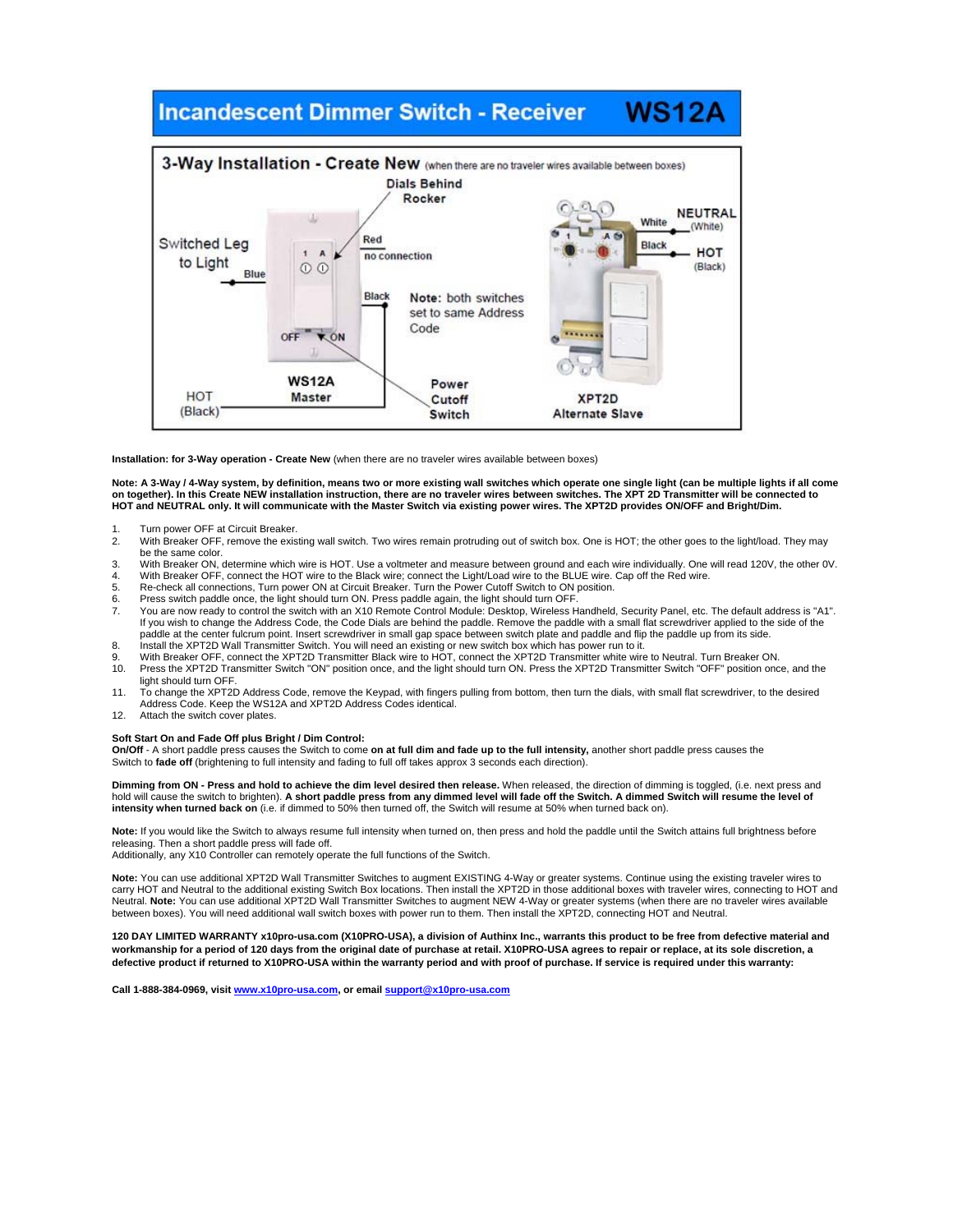# Incandescent Dimmer Switch - Receiver WS12A

## 3-Way Installation - Create New (when there are no traveler wires available between boxes)

Dials Behind Rocker

Switched Leg to Light

Blue

Red

no connection

Black

Note: both switches set to same Address Code

OFF ON

WS12A Master

HOT (Black)

Power Cutoff Switch

White

NEUTRAL (White)

Black

HOT (Black)

XPT2D Alternate Slave

**Installation: for 3-Way operation - Create New** (when there are no traveler wires available between boxes)

**Note: A 3-Way / 4-Way system, by definition, means two or more existing wall switches which operate one single light (can be multiple lights if all come on together). In this Create NEW installation instruction, there are no traveler wires between switches. The XPT 2D Transmitter will be connected to HOT and NEUTRAL only. It will communicate with the Master Switch via existing power wires. The XPT2D provides ON/OFF and Bright/Dim.**

1. Turn power OFF at Circuit Breaker.
2. With Breaker OFF, remove the existing wall switch. Two wires remain protruding out of switch box. One is HOT; the other goes to the light/load. They may be the same color.
3. With Breaker ON, determine which wire is HOT. Use a voltmeter and measure between ground and each wire individually. One will read 120V, the other 0V.
4. With Breaker OFF, connect the HOT wire to the Black wire; connect the Light/Load wire to the BLUE wire. Cap off the Red wire.
5. Re-check all connections, Turn power ON at Circuit Breaker. Turn the Power Cutoff Switch to ON position.
6. Press switch paddle once, the light should turn ON. Press paddle again, the light should turn OFF.
7. You are now ready to control the switch with an X10 Remote Control Module: Desktop, Wireless Handheld, Security Panel, etc. The default address is "A1". If you wish to change the Address Code, the Code Dials are behind the paddle. Remove the paddle with a small flat screwdriver applied to the side of the paddle at the center fulcrum point. Insert screwdriver in small gap space between switch plate and paddle and flip the paddle up from its side.
8. Install the XPT2D Wall Transmitter Switch. You will need an existing or new switch box which has power run to it.
9. With Breaker OFF, connect the XPT2D Transmitter Black wire to HOT, connect the XPT2D Transmitter white wire to Neutral. Turn Breaker ON.
10. Press the XPT2D Transmitter Switch "ON" position once, and the light should turn ON. Press the XPT2D Transmitter Switch "OFF" position once, and the light should turn OFF.
11. To change the XPT2D Address Code, remove the Keypad, with fingers pulling from bottom, then turn the dials, with small flat screwdriver, to the desired Address Code. Keep the WS12A and XPT2D Address Codes identical.
12. Attach the switch cover plates.

**Soft Start On and Fade Off plus Bright / Dim Control:**
**On/Off** - A short paddle press causes the Switch to come **on at full dim and fade up to the full intensity,** another short paddle press causes the Switch to **fade off** (brightening to full intensity and fading to full off takes approx 3 seconds each direction).

**Dimming from ON - Press and hold to achieve the dim level desired then release.** When released, the direction of dimming is toggled, (i.e. next press and hold will cause the switch to brighten). **A short paddle press from any dimmed level will fade off the Switch. A dimmed Switch will resume the level of intensity when turned back on** (i.e. if dimmed to 50% then turned off, the Switch will resume at 50% when turned back on).

**Note:** If you would like the Switch to always resume full intensity when turned on, then press and hold the paddle until the Switch attains full brightness before releasing. Then a short paddle press will fade off.
Additionally, any X10 Controller can remotely operate the full functions of the Switch.

**Note:** You can use additional XPT2D Wall Transmitter Switches to augment EXISTING 4-Way or greater systems. Continue using the existing traveler wires to carry HOT and Neutral to the additional existing Switch Box locations. Then install the XPT2D in those additional boxes with traveler wires, connecting to HOT and Neutral. **Note:** You can use additional XPT2D Wall Transmitter Switches to augment NEW 4-Way or greater systems (when there are no traveler wires available between boxes). You will need additional wall switch boxes with power run to them. Then install the XPT2D, connecting HOT and Neutral.

**120 DAY LIMITED WARRANTY x10pro-usa.com (X10PRO-USA), a division of Authinx Inc., warrants this product to be free from defective material and workmanship for a period of 120 days from the original date of purchase at retail. X10PRO-USA agrees to repair or replace, at its sole discretion, a defective product if returned to X10PRO-USA within the warranty period and with proof of purchase. If service is required under this warranty:**

**Call 1-888-384-0969, visit www.x10pro-usa.com, or email support@x10pro-usa.com**